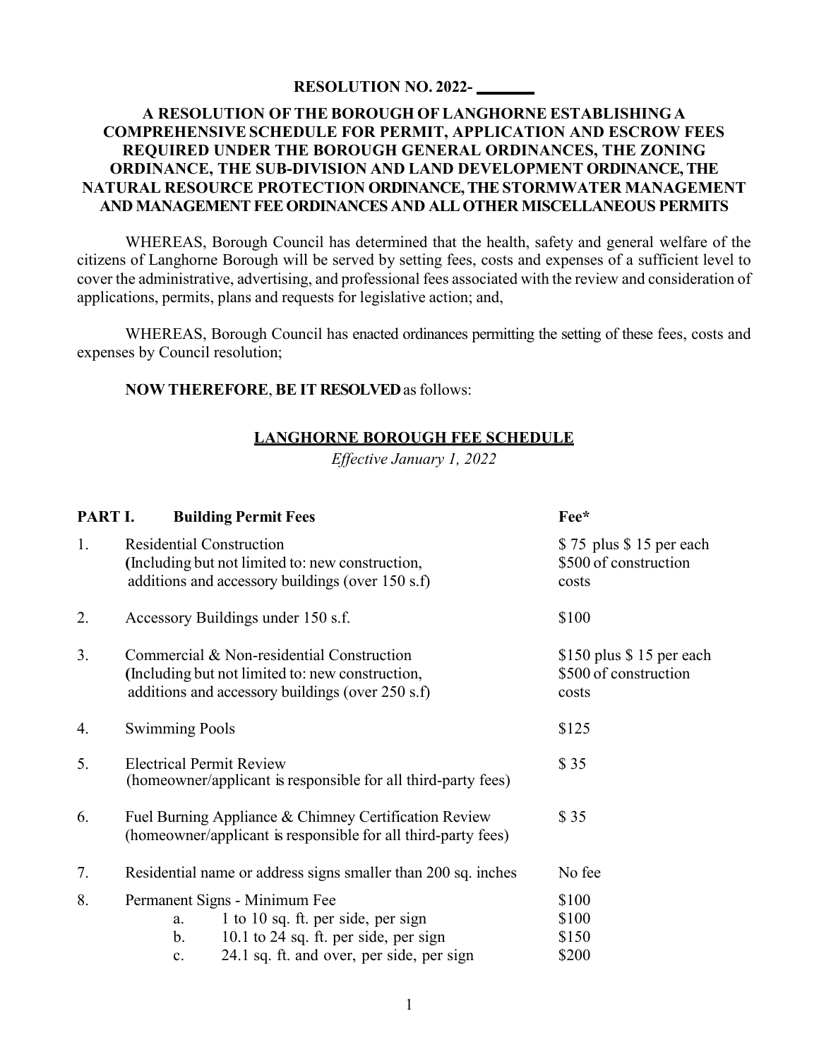**RESOLUTION NO. 2022- \_\_\_\_\_\_\_\_**

**A RESOLUTION OF THE BOROUGH OF LANGHORNE ESTABLISHING A COMPREHENSIVE SCHEDULE FOR PERMIT, APPLICATION AND ESCROW FEES REQUIRED UNDER THE BOROUGH GENERAL ORDINANCES, THE ZONING ORDINANCE, THE SUB-DIVISION AND LAND DEVELOPMENT ORDINANCE, THE NATURAL RESOURCE PROTECTION ORDINANCE, THE STORMWATER MANAGEMENT AND MANAGEMENT FEE ORDINANCES AND ALL OTHER MISCELLANEOUS PERMITS**

WHEREAS, Borough Council has determined that the health, safety and general welfare of the citizens of Langhorne Borough will be served by setting fees, costs and expenses of a sufficient level to cover the administrative, advertising, and professional fees associated with the review and consideration of applications, permits, plans and requests for legislative action; and,

WHEREAS, Borough Council has enacted ordinances permitting the setting of these fees, costs and expenses by Council resolution;

**NOW THEREFORE**, **BE IT RESOLVED** as follows:

## LANGHORNE BOROUGH FEE SCHEDULE

*Effective January 1, 2022*

| **PART I.** | **Building Permit Fees** | **Fee*** |
|---|---|---|
| 1. | Residential Construction (Including but not limited to: new construction, additions and accessory buildings (over 150 s.f) | $ 75 plus $ 15 per each $500 of construction costs |
| 2. | Accessory Buildings under 150 s.f. | $100 |
| 3. | Commercial & Non-residential Construction (Including but not limited to: new construction, additions and accessory buildings (over 250 s.f) | $150 plus $ 15 per each $500 of construction costs |
| 4. | Swimming Pools | $125 |
| 5. | Electrical Permit Review (homeowner/applicant is responsible for all third-party fees) | $ 35 |
| 6. | Fuel Burning Appliance & Chimney Certification Review (homeowner/applicant is responsible for all third-party fees) | $ 35 |
| 7. | Residential name or address signs smaller than 200 sq. inches | No fee |
| 8. | Permanent Signs - Minimum Fee | $100 |
| | a. 1 to 10 sq. ft. per side, per sign | $100 |
| | b. 10.1 to 24 sq. ft. per side, per sign | $150 |
| | c. 24.1 sq. ft. and over, per side, per sign | $200 |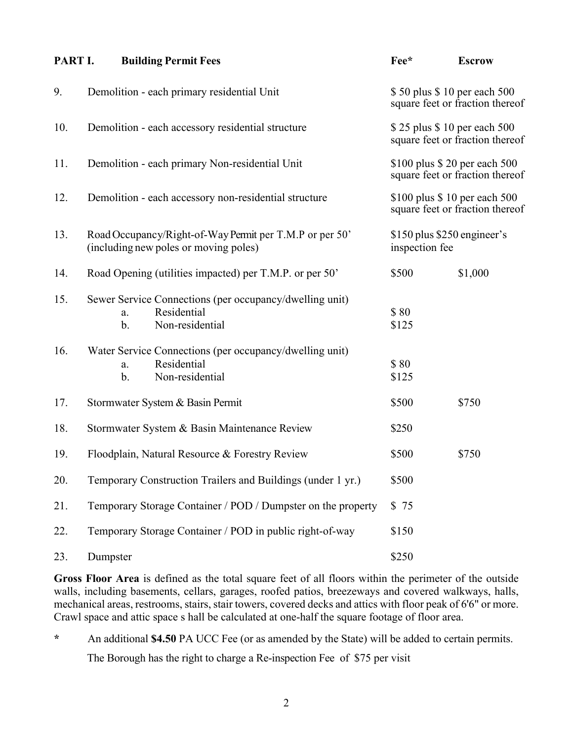| PART I. | Building Permit Fees | Fee* | Escrow |
|---|---|---|---|
| 9. | Demolition - each primary residential Unit | $ 50 plus $ 10 per each 500 square feet or fraction thereof | |
| 10. | Demolition - each accessory residential structure | $ 25 plus $ 10 per each 500 square feet or fraction thereof | |
| 11. | Demolition - each primary Non-residential Unit | $100 plus $ 20 per each 500 square feet or fraction thereof | |
| 12. | Demolition - each accessory non-residential structure | $100 plus $ 10 per each 500 square feet or fraction thereof | |
| 13. | Road Occupancy/Right-of-Way Permit per T.M.P or per 50' (including new poles or moving poles) | $150 plus $250 engineer's inspection fee | |
| 14. | Road Opening (utilities impacted) per T.M.P. or per 50' | $500 | $1,000 |
| 15. | Sewer Service Connections (per occupancy/dwelling unit) | | |
| | a. Residential | $ 80 | |
| | b. Non-residential | $125 | |
| 16. | Water Service Connections (per occupancy/dwelling unit) | | |
| | a. Residential | $ 80 | |
| | b. Non-residential | $125 | |
| 17. | Stormwater System & Basin Permit | $500 | $750 |
| 18. | Stormwater System & Basin Maintenance Review | $250 | |
| 19. | Floodplain, Natural Resource & Forestry Review | $500 | $750 |
| 20. | Temporary Construction Trailers and Buildings (under 1 yr.) | $500 | |
| 21. | Temporary Storage Container / POD / Dumpster on the property | $ 75 | |
| 22. | Temporary Storage Container / POD in public right-of-way | $150 | |
| 23. | Dumpster | $250 | |

**Gross Floor Area** is defined as the total square feet of all floors within the perimeter of the outside walls, including basements, cellars, garages, roofed patios, breezeways and covered walkways, halls, mechanical areas, restrooms, stairs, stair towers, covered decks and attics with floor peak of 6'6" or more. Crawl space and attic space s hall be calculated at one-half the square footage of floor area.

\* An additional **$4.50** PA UCC Fee (or as amended by the State) will be added to certain permits.

The Borough has the right to charge a Re-inspection Fee of $75 per visit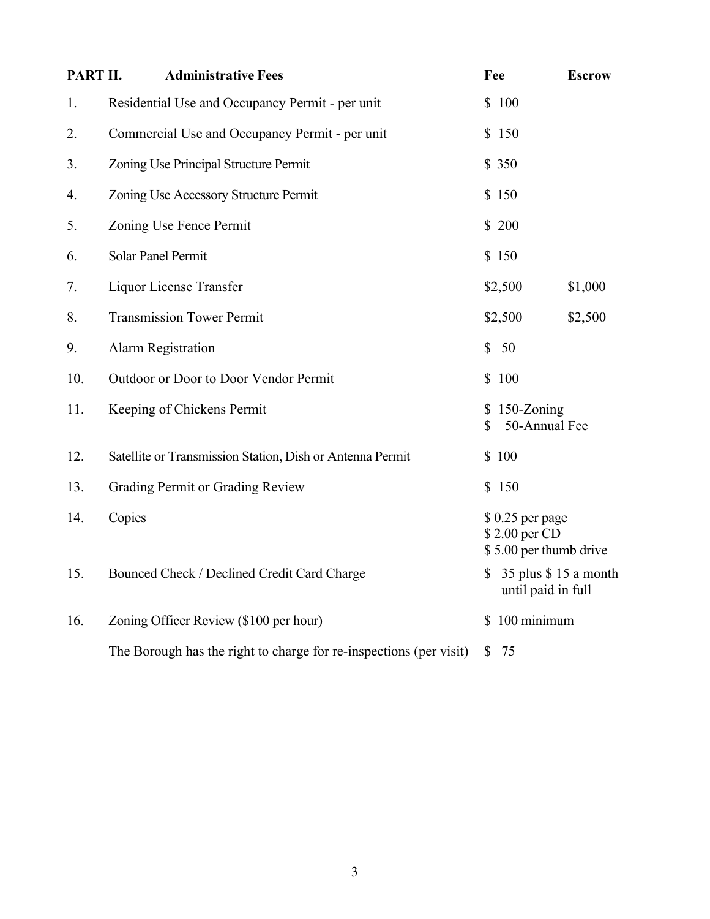| PART II. | Administrative Fees | Fee | Escrow |
|---|---|---|---|
| 1. | Residential Use and Occupancy Permit - per unit | $ 100 | |
| 2. | Commercial Use and Occupancy Permit - per unit | $ 150 | |
| 3. | Zoning Use Principal Structure Permit | $ 350 | |
| 4. | Zoning Use Accessory Structure Permit | $ 150 | |
| 5. | Zoning Use Fence Permit | $ 200 | |
| 6. | Solar Panel Permit | $ 150 | |
| 7. | Liquor License Transfer | $2,500 | $1,000 |
| 8. | Transmission Tower Permit | $2,500 | $2,500 |
| 9. | Alarm Registration | $ 50 | |
| 10. | Outdoor or Door to Door Vendor Permit | $ 100 | |
| 11. | Keeping of Chickens Permit | $ 150-Zoning<br>$ 50-Annual Fee | |
| 12. | Satellite or Transmission Station, Dish or Antenna Permit | $ 100 | |
| 13. | Grading Permit or Grading Review | $ 150 | |
| 14. | Copies | $ 0.25 per page<br>$ 2.00 per CD<br>$ 5.00 per thumb drive | |
| 15. | Bounced Check / Declined Credit Card Charge | $ 35 plus $ 15 a month until paid in full | |
| 16. | Zoning Officer Review ($100 per hour) | $ 100 minimum | |
| | The Borough has the right to charge for re-inspections (per visit) | $ 75 | |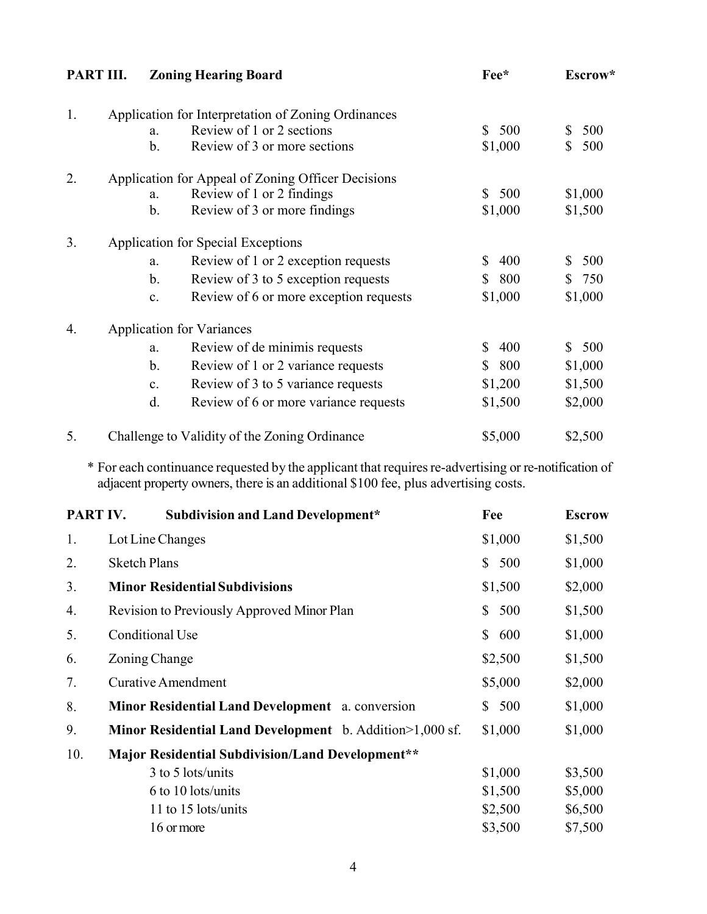| PART III. | Zoning Hearing Board | Fee* | Escrow* |
|---|---|---|---|
| 1. | Application for Interpretation of Zoning Ordinances | | |
| | a. Review of 1 or 2 sections | $ 500 | $ 500 |
| | b. Review of 3 or more sections | $1,000 | $ 500 |
| 2. | Application for Appeal of Zoning Officer Decisions | | |
| | a. Review of 1 or 2 findings | $ 500 | $1,000 |
| | b. Review of 3 or more findings | $1,000 | $1,500 |
| 3. | Application for Special Exceptions | | |
| | a. Review of 1 or 2 exception requests | $ 400 | $ 500 |
| | b. Review of 3 to 5 exception requests | $ 800 | $ 750 |
| | c. Review of 6 or more exception requests | $1,000 | $1,000 |
| 4. | Application for Variances | | |
| | a. Review of de minimis requests | $ 400 | $ 500 |
| | b. Review of 1 or 2 variance requests | $ 800 | $1,000 |
| | c. Review of 3 to 5 variance requests | $1,200 | $1,500 |
| | d. Review of 6 or more variance requests | $1,500 | $2,000 |
| 5. | Challenge to Validity of the Zoning Ordinance | $5,000 | $2,500 |

\* For each continuance requested by the applicant that requires re-advertising or re-notification of adjacent property owners, there is an additional $100 fee, plus advertising costs.

| PART IV. | Subdivision and Land Development* | Fee | Escrow |
|---|---|---|---|
| 1. | Lot Line Changes | $1,000 | $1,500 |
| 2. | Sketch Plans | $ 500 | $1,000 |
| 3. | **Minor Residential Subdivisions** | $1,500 | $2,000 |
| 4. | Revision to Previously Approved Minor Plan | $ 500 | $1,500 |
| 5. | Conditional Use | $ 600 | $1,000 |
| 6. | Zoning Change | $2,500 | $1,500 |
| 7. | Curative Amendment | $5,000 | $2,000 |
| 8. | **Minor Residential Land Development** a. conversion | $ 500 | $1,000 |
| 9. | **Minor Residential Land Development** b. Addition>1,000 sf. | $1,000 | $1,000 |
| 10. | **Major Residential Subdivision/Land Development\*\*** | | |
| | 3 to 5 lots/units | $1,000 | $3,500 |
| | 6 to 10 lots/units | $1,500 | $5,000 |
| | 11 to 15 lots/units | $2,500 | $6,500 |
| | 16 or more | $3,500 | $7,500 |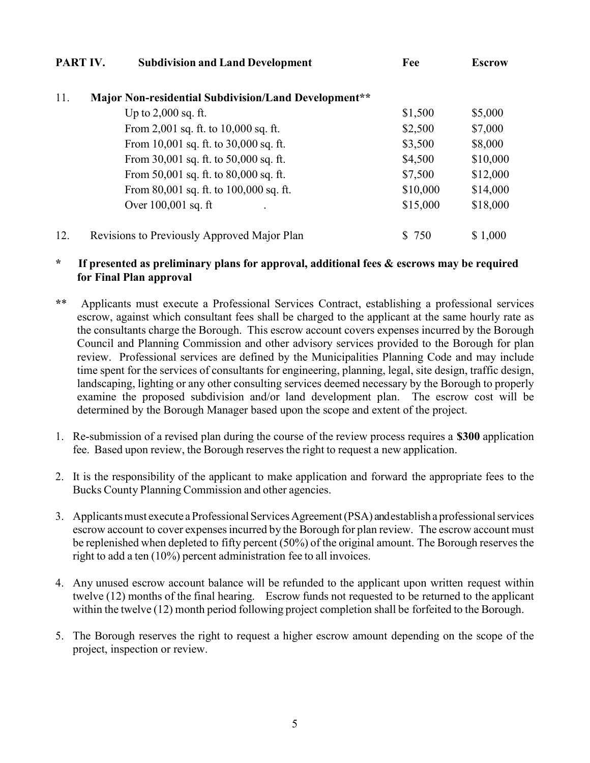| PART IV. | Subdivision and Land Development | Fee | Escrow |
|---|---|---|---|
| 11. | **Major Non-residential Subdivision/Land Development\*\*** | | |
| | Up to 2,000 sq. ft. | $1,500 | $5,000 |
| | From 2,001 sq. ft. to 10,000 sq. ft. | $2,500 | $7,000 |
| | From 10,001 sq. ft. to 30,000 sq. ft. | $3,500 | $8,000 |
| | From 30,001 sq. ft. to 50,000 sq. ft. | $4,500 | $10,000 |
| | From 50,001 sq. ft. to 80,000 sq. ft. | $7,500 | $12,000 |
| | From 80,001 sq. ft. to 100,000 sq. ft. | $10,000 | $14,000 |
| | Over 100,001 sq. ft . | $15,000 | $18,000 |
| 12. | Revisions to Previously Approved Major Plan | $ 750 | $ 1,000 |

**\* If presented as preliminary plans for approval, additional fees & escrows may be required for Final Plan approval**

\*\* Applicants must execute a Professional Services Contract, establishing a professional services escrow, against which consultant fees shall be charged to the applicant at the same hourly rate as the consultants charge the Borough. This escrow account covers expenses incurred by the Borough Council and Planning Commission and other advisory services provided to the Borough for plan review. Professional services are defined by the Municipalities Planning Code and may include time spent for the services of consultants for engineering, planning, legal, site design, traffic design, landscaping, lighting or any other consulting services deemed necessary by the Borough to properly examine the proposed subdivision and/or land development plan. The escrow cost will be determined by the Borough Manager based upon the scope and extent of the project.

1. Re-submission of a revised plan during the course of the review process requires a **$300** application fee. Based upon review, the Borough reserves the right to request a new application.
2. It is the responsibility of the applicant to make application and forward the appropriate fees to the Bucks County Planning Commission and other agencies.
3. Applicants must execute a Professional Services Agreement (PSA) and establish a professional services escrow account to cover expenses incurred by the Borough for plan review. The escrow account must be replenished when depleted to fifty percent (50%) of the original amount. The Borough reserves the right to add a ten (10%) percent administration fee to all invoices.
4. Any unused escrow account balance will be refunded to the applicant upon written request within twelve (12) months of the final hearing. Escrow funds not requested to be returned to the applicant within the twelve (12) month period following project completion shall be forfeited to the Borough.
5. The Borough reserves the right to request a higher escrow amount depending on the scope of the project, inspection or review.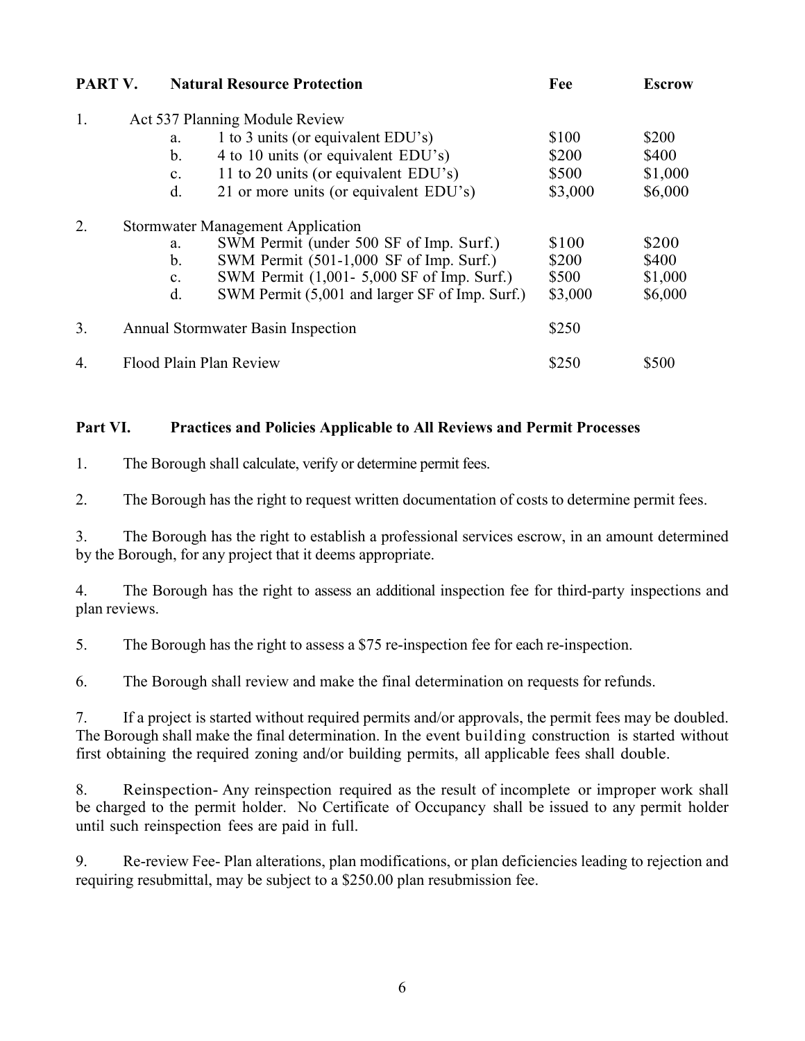| PART V. | Natural Resource Protection | Fee | Escrow |
|---|---|---|---|
| 1. | Act 537 Planning Module Review | | |
| | a. 1 to 3 units (or equivalent EDU's) | $100 | $200 |
| | b. 4 to 10 units (or equivalent EDU's) | $200 | $400 |
| | c. 11 to 20 units (or equivalent EDU's) | $500 | $1,000 |
| | d. 21 or more units (or equivalent EDU's) | $3,000 | $6,000 |
| 2. | Stormwater Management Application | | |
| | a. SWM Permit (under 500 SF of Imp. Surf.) | $100 | $200 |
| | b. SWM Permit (501-1,000 SF of Imp. Surf.) | $200 | $400 |
| | c. SWM Permit (1,001- 5,000 SF of Imp. Surf.) | $500 | $1,000 |
| | d. SWM Permit (5,001 and larger SF of Imp. Surf.) | $3,000 | $6,000 |
| 3. | Annual Stormwater Basin Inspection | $250 | |
| 4. | Flood Plain Plan Review | $250 | $500 |

## Part VI. Practices and Policies Applicable to All Reviews and Permit Processes

1. The Borough shall calculate, verify or determine permit fees.

2. The Borough has the right to request written documentation of costs to determine permit fees.

3. The Borough has the right to establish a professional services escrow, in an amount determined by the Borough, for any project that it deems appropriate.

4. The Borough has the right to assess an additional inspection fee for third-party inspections and plan reviews.

5. The Borough has the right to assess a $75 re-inspection fee for each re-inspection.

6. The Borough shall review and make the final determination on requests for refunds.

7. If a project is started without required permits and/or approvals, the permit fees may be doubled. The Borough shall make the final determination. In the event building construction is started without first obtaining the required zoning and/or building permits, all applicable fees shall double.

8. Reinspection- Any reinspection required as the result of incomplete or improper work shall be charged to the permit holder. No Certificate of Occupancy shall be issued to any permit holder until such reinspection fees are paid in full.

9. Re-review Fee- Plan alterations, plan modifications, or plan deficiencies leading to rejection and requiring resubmittal, may be subject to a $250.00 plan resubmission fee.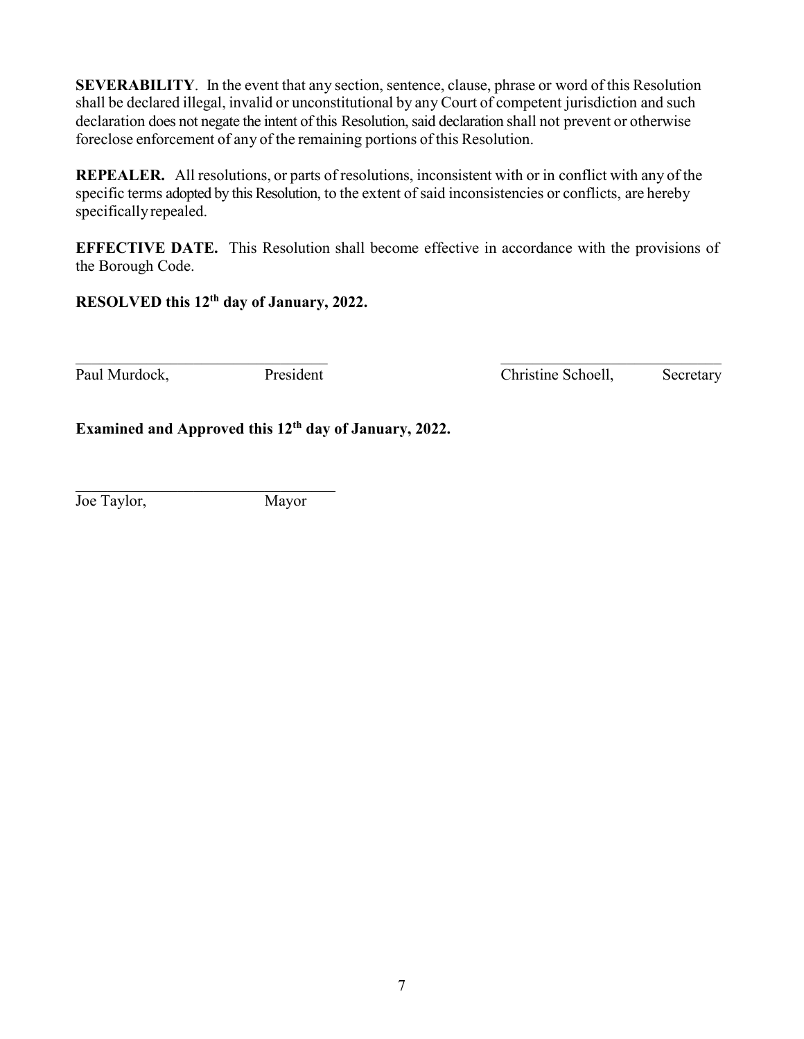**SEVERABILITY**. In the event that any section, sentence, clause, phrase or word of this Resolution shall be declared illegal, invalid or unconstitutional by any Court of competent jurisdiction and such declaration does not negate the intent of this Resolution, said declaration shall not prevent or otherwise foreclose enforcement of any of the remaining portions of this Resolution.

**REPEALER.** All resolutions, or parts of resolutions, inconsistent with or in conflict with any of the specific terms adopted by this Resolution, to the extent of said inconsistencies or conflicts, are hereby specifically repealed.

**EFFECTIVE DATE.** This Resolution shall become effective in accordance with the provisions of the Borough Code.

**RESOLVED this 12th day of January, 2022.**

\_\_\_\_\_\_\_\_\_\_\_\_\_\_\_\_\_\_\_\_\_\_\_\_\_\_\_\_\_\_\_\_
Paul Murdock, President

\_\_\_\_\_\_\_\_\_\_\_\_\_\_\_\_\_\_\_\_\_\_\_\_\_\_\_\_\_\_\_\_
Christine Schoell, Secretary

**Examined and Approved this 12th day of January, 2022.**

\_\_\_\_\_\_\_\_\_\_\_\_\_\_\_\_\_\_\_\_\_\_\_\_\_\_\_\_\_\_\_\_
Joe Taylor, Mayor